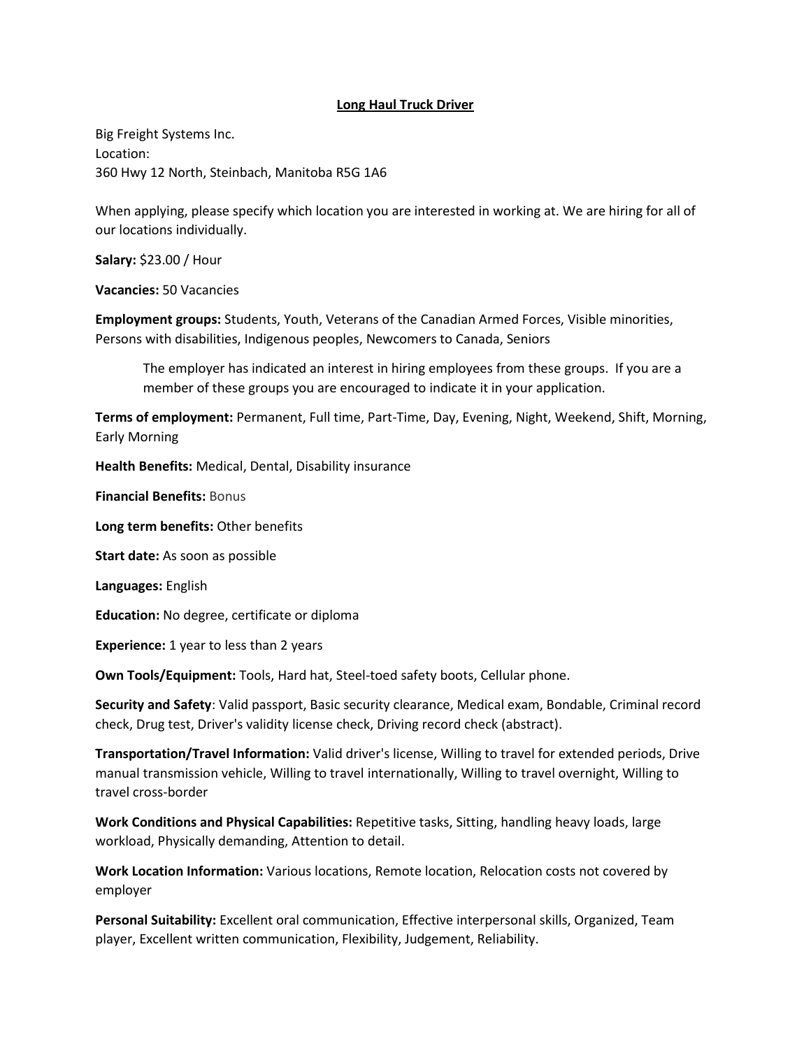# Long Haul Truck Driver

Big Freight Systems Inc.
Location:
360 Hwy 12 North, Steinbach, Manitoba R5G 1A6

When applying, please specify which location you are interested in working at. We are hiring for all of our locations individually.

**Salary:** $23.00 / Hour

**Vacancies:** 50 Vacancies

**Employment groups:** Students, Youth, Veterans of the Canadian Armed Forces, Visible minorities, Persons with disabilities, Indigenous peoples, Newcomers to Canada, Seniors

> The employer has indicated an interest in hiring employees from these groups. If you are a member of these groups you are encouraged to indicate it in your application.

**Terms of employment:** Permanent, Full time, Part-Time, Day, Evening, Night, Weekend, Shift, Morning, Early Morning

**Health Benefits:** Medical, Dental, Disability insurance

**Financial Benefits:** Bonus

**Long term benefits:** Other benefits

**Start date:** As soon as possible

**Languages:** English

**Education:** No degree, certificate or diploma

**Experience:** 1 year to less than 2 years

**Own Tools/Equipment:** Tools, Hard hat, Steel-toed safety boots, Cellular phone.

**Security and Safety**: Valid passport, Basic security clearance, Medical exam, Bondable, Criminal record check, Drug test, Driver's validity license check, Driving record check (abstract).

**Transportation/Travel Information:** Valid driver's license, Willing to travel for extended periods, Drive manual transmission vehicle, Willing to travel internationally, Willing to travel overnight, Willing to travel cross-border

**Work Conditions and Physical Capabilities:** Repetitive tasks, Sitting, handling heavy loads, large workload, Physically demanding, Attention to detail.

**Work Location Information:** Various locations, Remote location, Relocation costs not covered by employer

**Personal Suitability:** Excellent oral communication, Effective interpersonal skills, Organized, Team player, Excellent written communication, Flexibility, Judgement, Reliability.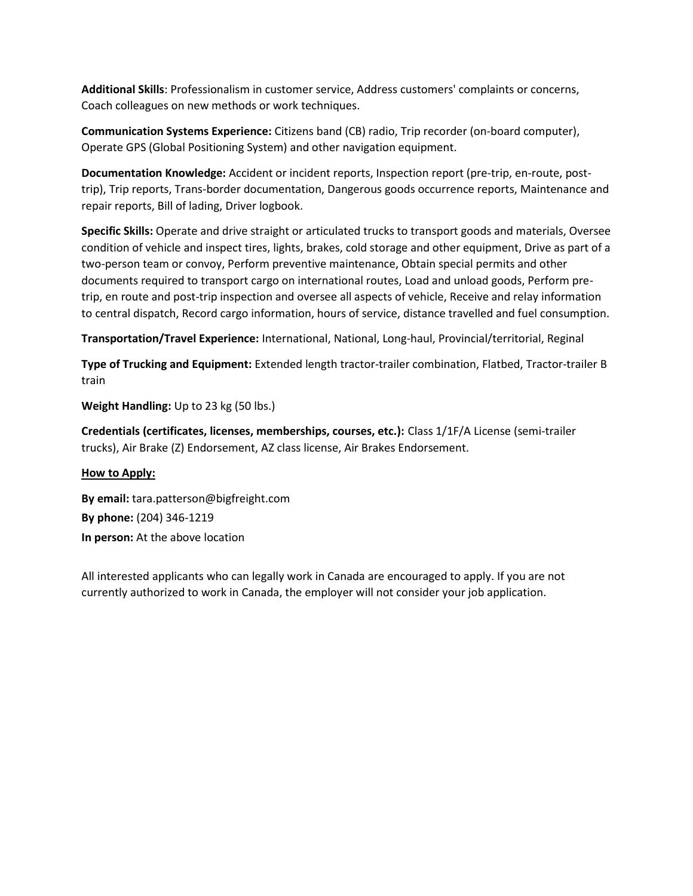**Additional Skills**: Professionalism in customer service, Address customers' complaints or concerns, Coach colleagues on new methods or work techniques.

**Communication Systems Experience:** Citizens band (CB) radio, Trip recorder (on-board computer), Operate GPS (Global Positioning System) and other navigation equipment.

**Documentation Knowledge:** Accident or incident reports, Inspection report (pre-trip, en-route, post-trip), Trip reports, Trans-border documentation, Dangerous goods occurrence reports, Maintenance and repair reports, Bill of lading, Driver logbook.

**Specific Skills:** Operate and drive straight or articulated trucks to transport goods and materials, Oversee condition of vehicle and inspect tires, lights, brakes, cold storage and other equipment, Drive as part of a two-person team or convoy, Perform preventive maintenance, Obtain special permits and other documents required to transport cargo on international routes, Load and unload goods, Perform pre-trip, en route and post-trip inspection and oversee all aspects of vehicle, Receive and relay information to central dispatch, Record cargo information, hours of service, distance travelled and fuel consumption.

**Transportation/Travel Experience:** International, National, Long-haul, Provincial/territorial, Reginal

**Type of Trucking and Equipment:** Extended length tractor-trailer combination, Flatbed, Tractor-trailer B train

**Weight Handling:** Up to 23 kg (50 lbs.)

**Credentials (certificates, licenses, memberships, courses, etc.):** Class 1/1F/A License (semi-trailer trucks), Air Brake (Z) Endorsement, AZ class license, Air Brakes Endorsement.

**How to Apply:**

**By email:** tara.patterson@bigfreight.com

**By phone:** (204) 346-1219

**In person:** At the above location

All interested applicants who can legally work in Canada are encouraged to apply. If you are not currently authorized to work in Canada, the employer will not consider your job application.